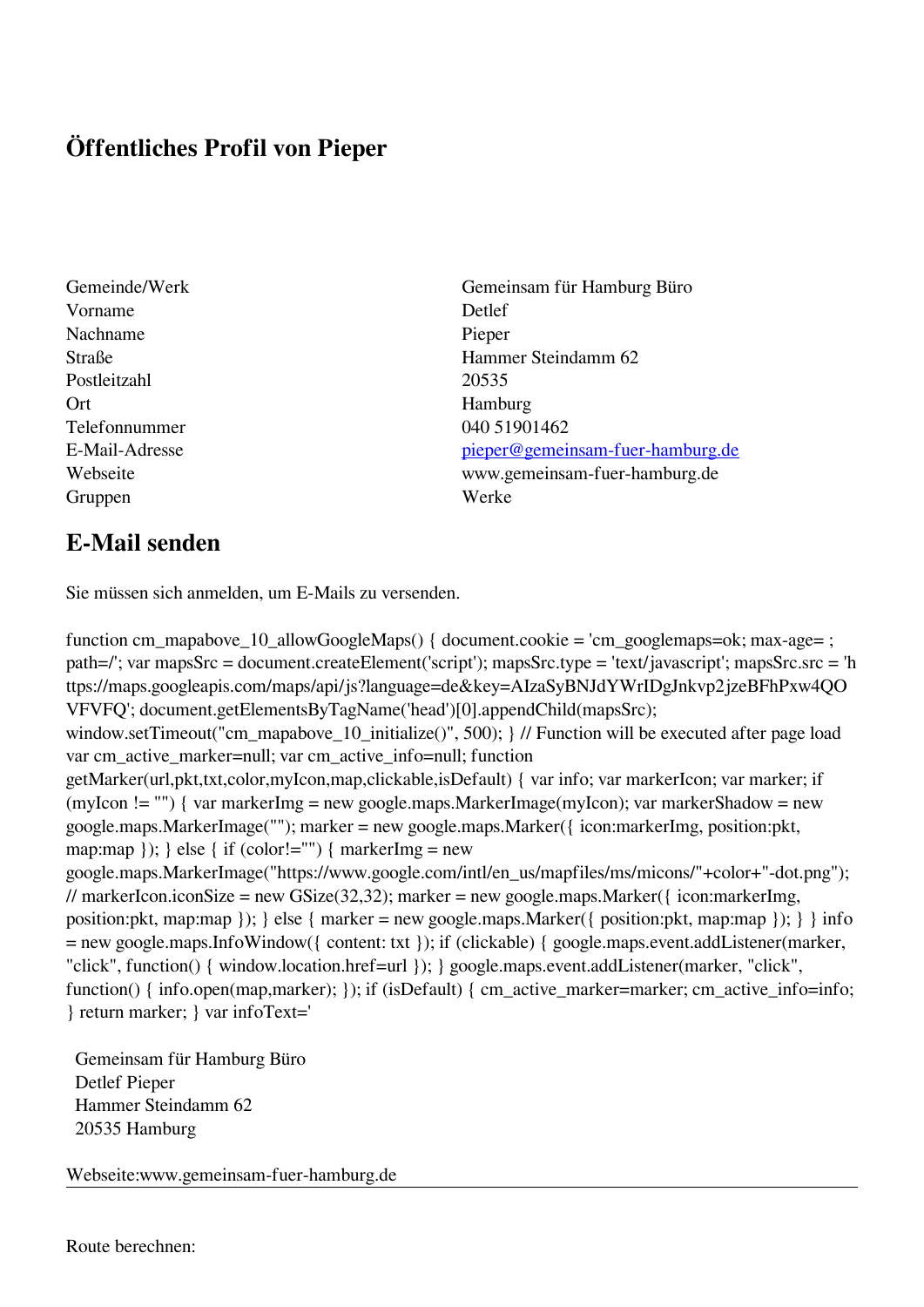# Öffentliches Profil von Pieper

| | |
|---|---|
| Gemeinde/Werk | Gemeinsam für Hamburg Büro |
| Vorname | Detlef |
| Nachname | Pieper |
| Straße | Hammer Steindamm 62 |
| Postleitzahl | 20535 |
| Ort | Hamburg |
| Telefonnummer | 040 51901462 |
| E-Mail-Adresse | pieper@gemeinsam-fuer-hamburg.de |
| Webseite | www.gemeinsam-fuer-hamburg.de |
| Gruppen | Werke |

## E-Mail senden

Sie müssen sich anmelden, um E-Mails zu versenden.

```
function cm_mapabove_10_allowGoogleMaps() { document.cookie = 'cm_googlemaps=ok; max-age= ; path=/'; var mapsSrc = document.createElement('script'); mapsSrc.type = 'text/javascript'; mapsSrc.src = 'https://maps.googleapis.com/maps/api/js?language=de&key=AIzaSyBNJdYWrIDgJnkvp2jzeBFhPxw4QOVFVFQ'; document.getElementsByTagName('head')[0].appendChild(mapsSrc); window.setTimeout("cm_mapabove_10_initialize()", 500); } // Function will be executed after page load var cm_active_marker=null; var cm_active_info=null; function getMarker(url,pkt,txt,color,myIcon,map,clickable,isDefault) { var info; var markerIcon; var marker; if (myIcon != "") { var markerImg = new google.maps.MarkerImage(myIcon); var markerShadow = new google.maps.MarkerImage(""); marker = new google.maps.Marker({ icon:markerImg, position:pkt, map:map }); } else { if (color!="") { markerImg = new google.maps.MarkerImage("https://www.google.com/intl/en_us/mapfiles/ms/micons/"+color+"-dot.png"); // markerIcon.iconSize = new GSize(32,32); marker = new google.maps.Marker({ icon:markerImg, position:pkt, map:map }); } else { marker = new google.maps.Marker({ position:pkt, map:map }); } } info = new google.maps.InfoWindow({ content: txt }); if (clickable) { google.maps.event.addListener(marker, "click", function() { window.location.href=url }); } google.maps.event.addListener(marker, "click", function() { info.open(map,marker); }); if (isDefault) { cm_active_marker=marker; cm_active_info=info; } return marker; } var infoText='
```

Gemeinsam für Hamburg Büro
Detlef Pieper
Hammer Steindamm 62
20535 Hamburg

Webseite:www.gemeinsam-fuer-hamburg.de

---

Route berechnen: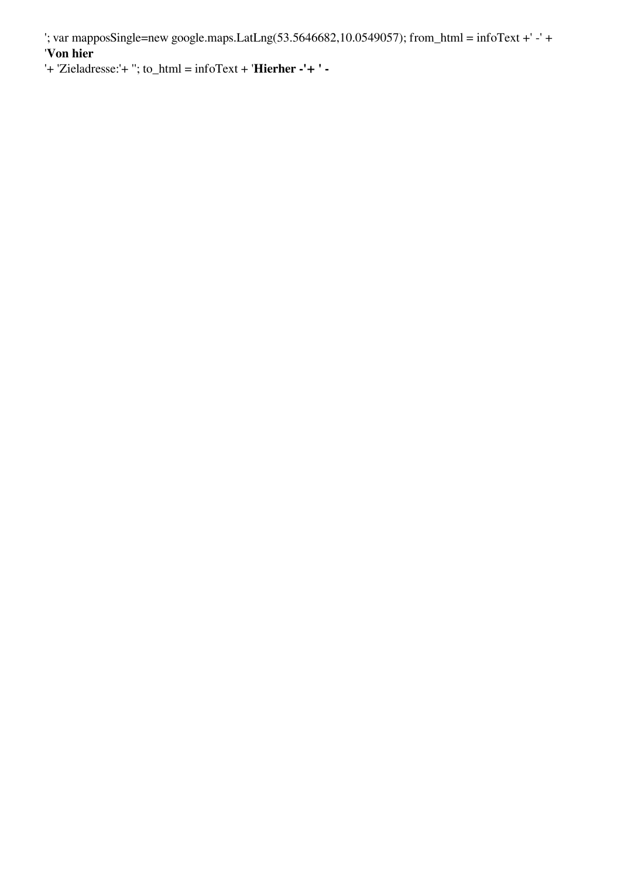'; var mapposSingle=new google.maps.LatLng(53.5646682,10.0549057); from_html = infoText +' -' +
'**Von hier**
'+ 'Zieladresse:'+ ''; to_html = infoText + '**Hierher -'+ ' -**